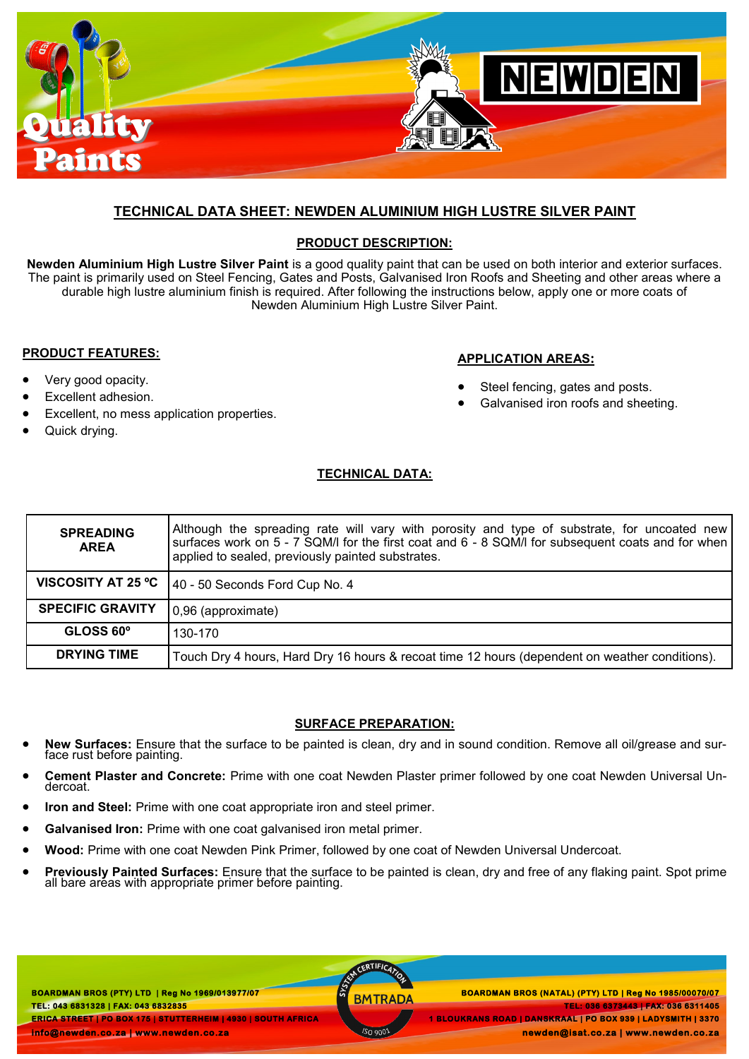## TECHNICAL DATA SHEET: NEWDEN ALUMINIUM HIGH LUSTRE SILVER PAINT

### PRODUCT DESCRIPTION:

**Newden Aluminium High Lustre Silver Paint** is a good quality paint that can be used on both interior and exterior surfaces. The paint is primarily used on Steel Fencing, Gates and Posts, Galvanised Iron Roofs and Sheeting and other areas where a durable high lustre aluminium finish is required. After following the instructions below, apply one or more coats of Newden Aluminium High Lustre Silver Paint.

### PRODUCT FEATURES:

- Very good opacity.
- Excellent adhesion.
- Excellent, no mess application properties.
- Quick drying.

### APPLICATION AREAS:

- Steel fencing, gates and posts.
- Galvanised iron roofs and sheeting.

### TECHNICAL DATA:

| | |
|---|---|
| **SPREADING AREA** | Although the spreading rate will vary with porosity and type of substrate, for uncoated new surfaces work on 5 - 7 SQM/l for the first coat and 6 - 8 SQM/l for subsequent coats and for when applied to sealed, previously painted substrates. |
| **VISCOSITY AT 25 ºC** | 40 - 50 Seconds Ford Cup No. 4 |
| **SPECIFIC GRAVITY** | 0,96 (approximate) |
| **GLOSS 60º** | 130-170 |
| **DRYING TIME** | Touch Dry 4 hours, Hard Dry 16 hours & recoat time 12 hours (dependent on weather conditions). |

### SURFACE PREPARATION:

- **New Surfaces:** Ensure that the surface to be painted is clean, dry and in sound condition. Remove all oil/grease and surface rust before painting.
- **Cement Plaster and Concrete:** Prime with one coat Newden Plaster primer followed by one coat Newden Universal Undercoat.
- **Iron and Steel:** Prime with one coat appropriate iron and steel primer.
- **Galvanised Iron:** Prime with one coat galvanised iron metal primer.
- **Wood:** Prime with one coat Newden Pink Primer, followed by one coat of Newden Universal Undercoat.
- **Previously Painted Surfaces:** Ensure that the surface to be painted is clean, dry and free of any flaking paint. Spot prime all bare areas with appropriate primer before painting.

BOARDMAN BROS (PTY) LTD | Reg No 1969/013977/07
TEL: 043 6831328 | FAX: 043 6832835
ERICA STREET | PO BOX 175 | STUTTERHEIM | 4930 | SOUTH AFRICA
info@newden.co.za | www.newden.co.za

BOARDMAN BROS (NATAL) (PTY) LTD | Reg No 1985/00070/07
TEL: 036 6373443 | FAX: 036 6311405
1 BLOUKRANS ROAD | DANSKRAAL | PO BOX 939 | LADYSMITH | 3370
newden@isat.co.za | www.newden.co.za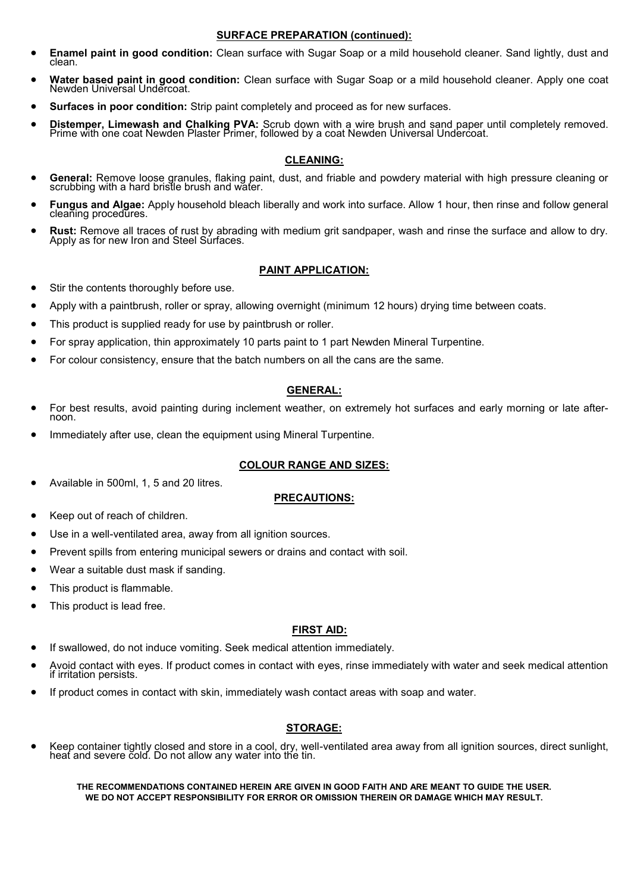## SURFACE PREPARATION (continued):

- **Enamel paint in good condition:** Clean surface with Sugar Soap or a mild household cleaner. Sand lightly, dust and clean.
- **Water based paint in good condition:** Clean surface with Sugar Soap or a mild household cleaner. Apply one coat Newden Universal Undercoat.
- **Surfaces in poor condition:** Strip paint completely and proceed as for new surfaces.
- **Distemper, Limewash and Chalking PVA:** Scrub down with a wire brush and sand paper until completely removed. Prime with one coat Newden Plaster Primer, followed by a coat Newden Universal Undercoat.

## CLEANING:

- **General:** Remove loose granules, flaking paint, dust, and friable and powdery material with high pressure cleaning or scrubbing with a hard bristle brush and water.
- **Fungus and Algae:** Apply household bleach liberally and work into surface. Allow 1 hour, then rinse and follow general cleaning procedures.
- **Rust:** Remove all traces of rust by abrading with medium grit sandpaper, wash and rinse the surface and allow to dry. Apply as for new Iron and Steel Surfaces.

## PAINT APPLICATION:

- Stir the contents thoroughly before use.
- Apply with a paintbrush, roller or spray, allowing overnight (minimum 12 hours) drying time between coats.
- This product is supplied ready for use by paintbrush or roller.
- For spray application, thin approximately 10 parts paint to 1 part Newden Mineral Turpentine.
- For colour consistency, ensure that the batch numbers on all the cans are the same.

## GENERAL:

- For best results, avoid painting during inclement weather, on extremely hot surfaces and early morning or late afternoon.
- Immediately after use, clean the equipment using Mineral Turpentine.

## COLOUR RANGE AND SIZES:

- Available in 500ml, 1, 5 and 20 litres.

## PRECAUTIONS:

- Keep out of reach of children.
- Use in a well-ventilated area, away from all ignition sources.
- Prevent spills from entering municipal sewers or drains and contact with soil.
- Wear a suitable dust mask if sanding.
- This product is flammable.
- This product is lead free.

## FIRST AID:

- If swallowed, do not induce vomiting. Seek medical attention immediately.
- Avoid contact with eyes. If product comes in contact with eyes, rinse immediately with water and seek medical attention if irritation persists.
- If product comes in contact with skin, immediately wash contact areas with soap and water.

## STORAGE:

- Keep container tightly closed and store in a cool, dry, well-ventilated area away from all ignition sources, direct sunlight, heat and severe cold. Do not allow any water into the tin.

**THE RECOMMENDATIONS CONTAINED HEREIN ARE GIVEN IN GOOD FAITH AND ARE MEANT TO GUIDE THE USER. WE DO NOT ACCEPT RESPONSIBILITY FOR ERROR OR OMISSION THEREIN OR DAMAGE WHICH MAY RESULT.**